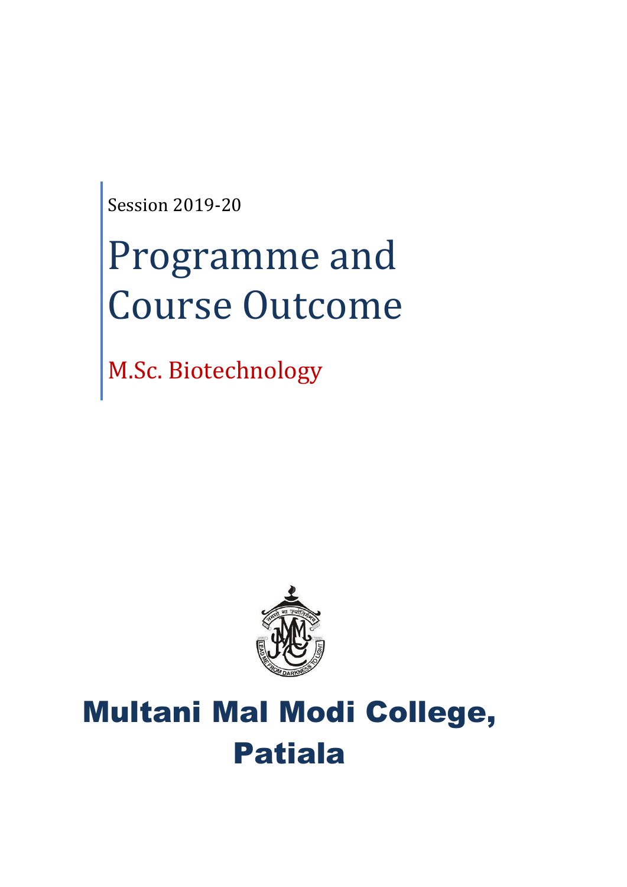Session 2019-20

# Programme and Course Outcome

## M.Sc. Biotechnology

# Multani Mal Modi College, Patiala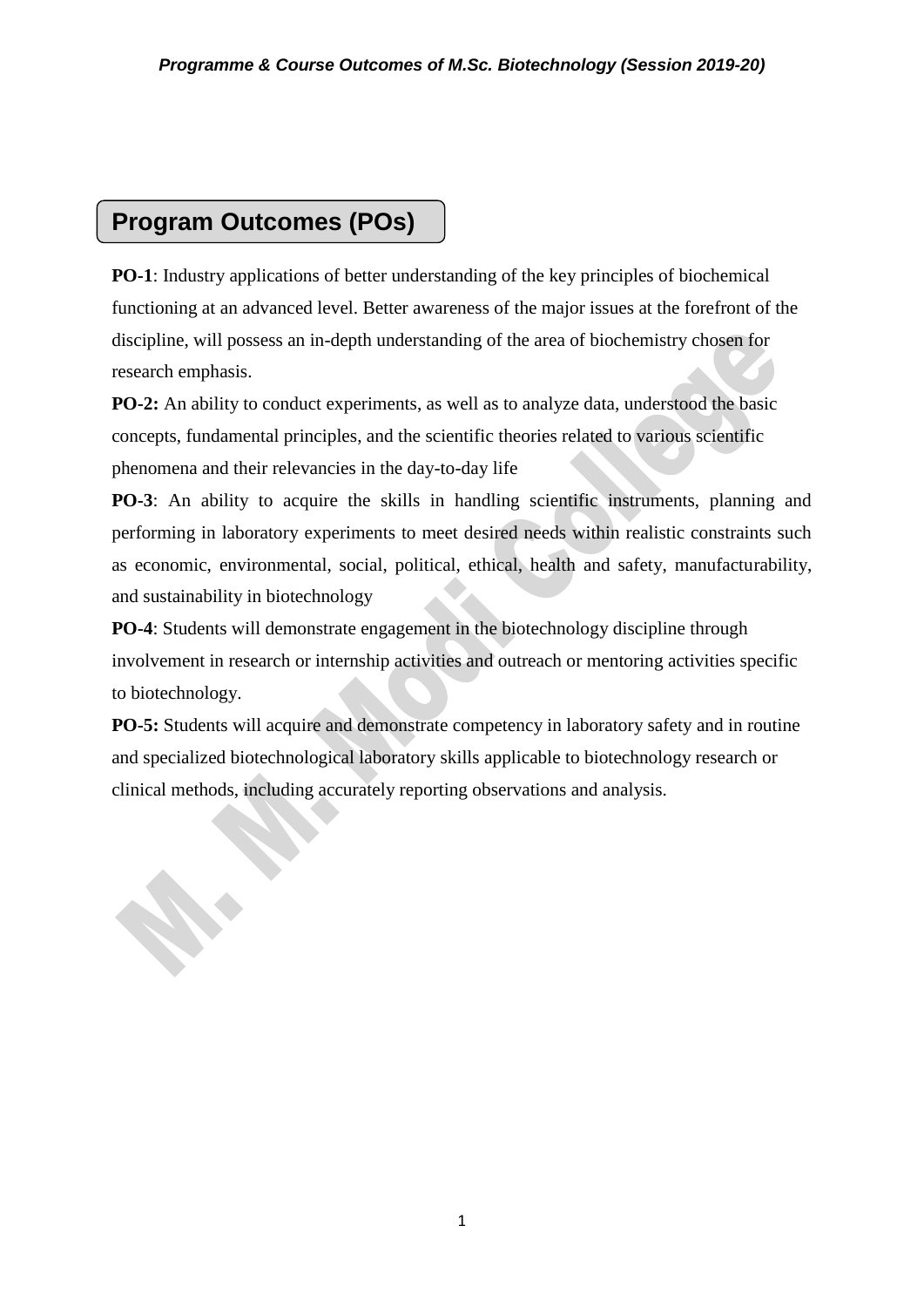## Program Outcomes (POs)

**PO-1**: Industry applications of better understanding of the key principles of biochemical functioning at an advanced level. Better awareness of the major issues at the forefront of the discipline, will possess an in-depth understanding of the area of biochemistry chosen for research emphasis.

**PO-2:** An ability to conduct experiments, as well as to analyze data, understood the basic concepts, fundamental principles, and the scientific theories related to various scientific phenomena and their relevancies in the day-to-day life

**PO-3**: An ability to acquire the skills in handling scientific instruments, planning and performing in laboratory experiments to meet desired needs within realistic constraints such as economic, environmental, social, political, ethical, health and safety, manufacturability, and sustainability in biotechnology

**PO-4**: Students will demonstrate engagement in the biotechnology discipline through involvement in research or internship activities and outreach or mentoring activities specific to biotechnology.

**PO-5:** Students will acquire and demonstrate competency in laboratory safety and in routine and specialized biotechnological laboratory skills applicable to biotechnology research or clinical methods, including accurately reporting observations and analysis.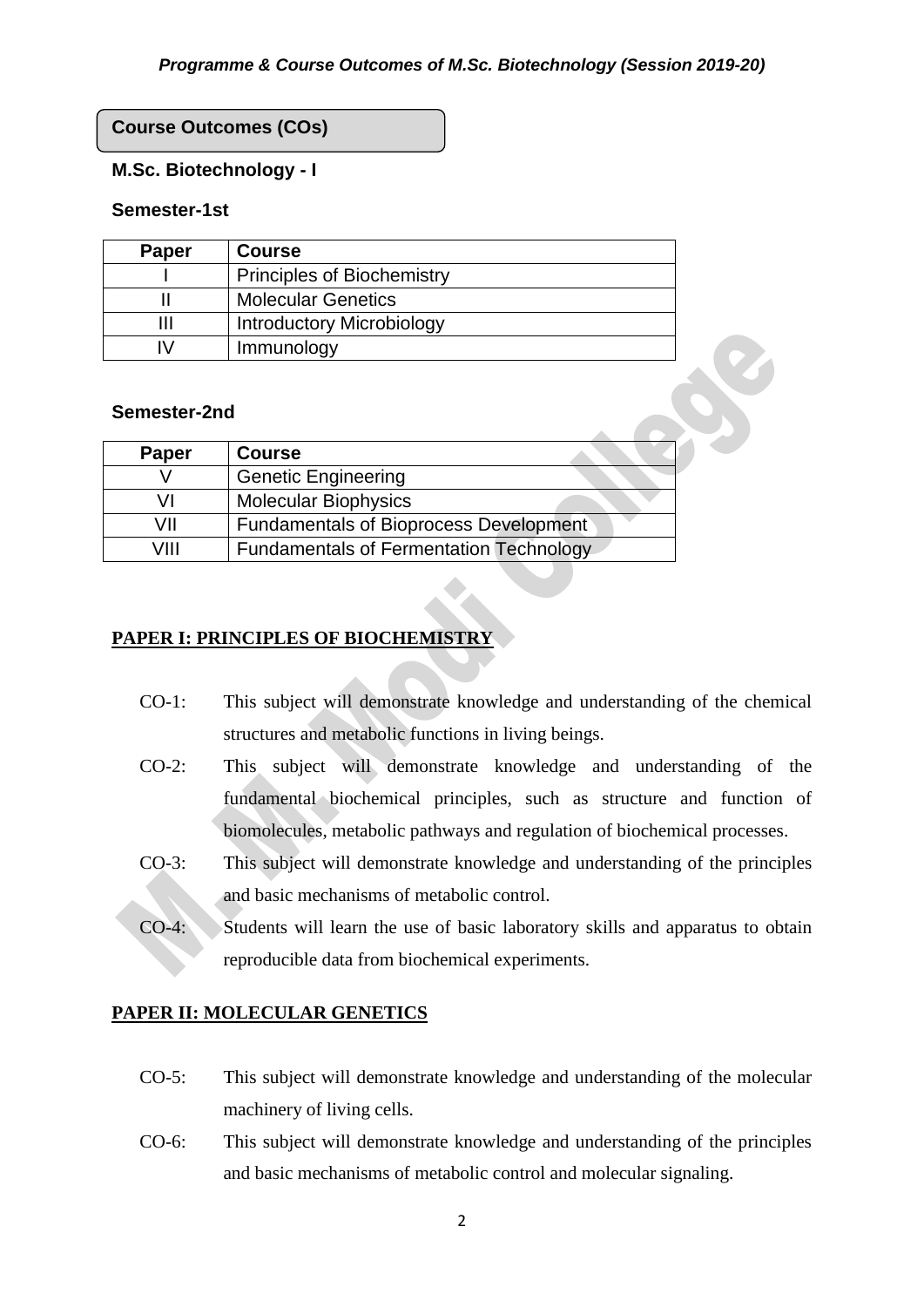## Course Outcomes (COs)

### M.Sc. Biotechnology - I

#### Semester-1st

| Paper | Course |
|---|---|
| I | Principles of Biochemistry |
| II | Molecular Genetics |
| III | Introductory Microbiology |
| IV | Immunology |

#### Semester-2nd

| Paper | Course |
|---|---|
| V | Genetic Engineering |
| VI | Molecular Biophysics |
| VII | Fundamentals of Bioprocess Development |
| VIII | Fundamentals of Fermentation Technology |

**PAPER I: PRINCIPLES OF BIOCHEMISTRY**

- CO-1: This subject will demonstrate knowledge and understanding of the chemical structures and metabolic functions in living beings.
- CO-2: This subject will demonstrate knowledge and understanding of the fundamental biochemical principles, such as structure and function of biomolecules, metabolic pathways and regulation of biochemical processes.
- CO-3: This subject will demonstrate knowledge and understanding of the principles and basic mechanisms of metabolic control.
- CO-4: Students will learn the use of basic laboratory skills and apparatus to obtain reproducible data from biochemical experiments.

**PAPER II: MOLECULAR GENETICS**

- CO-5: This subject will demonstrate knowledge and understanding of the molecular machinery of living cells.
- CO-6: This subject will demonstrate knowledge and understanding of the principles and basic mechanisms of metabolic control and molecular signaling.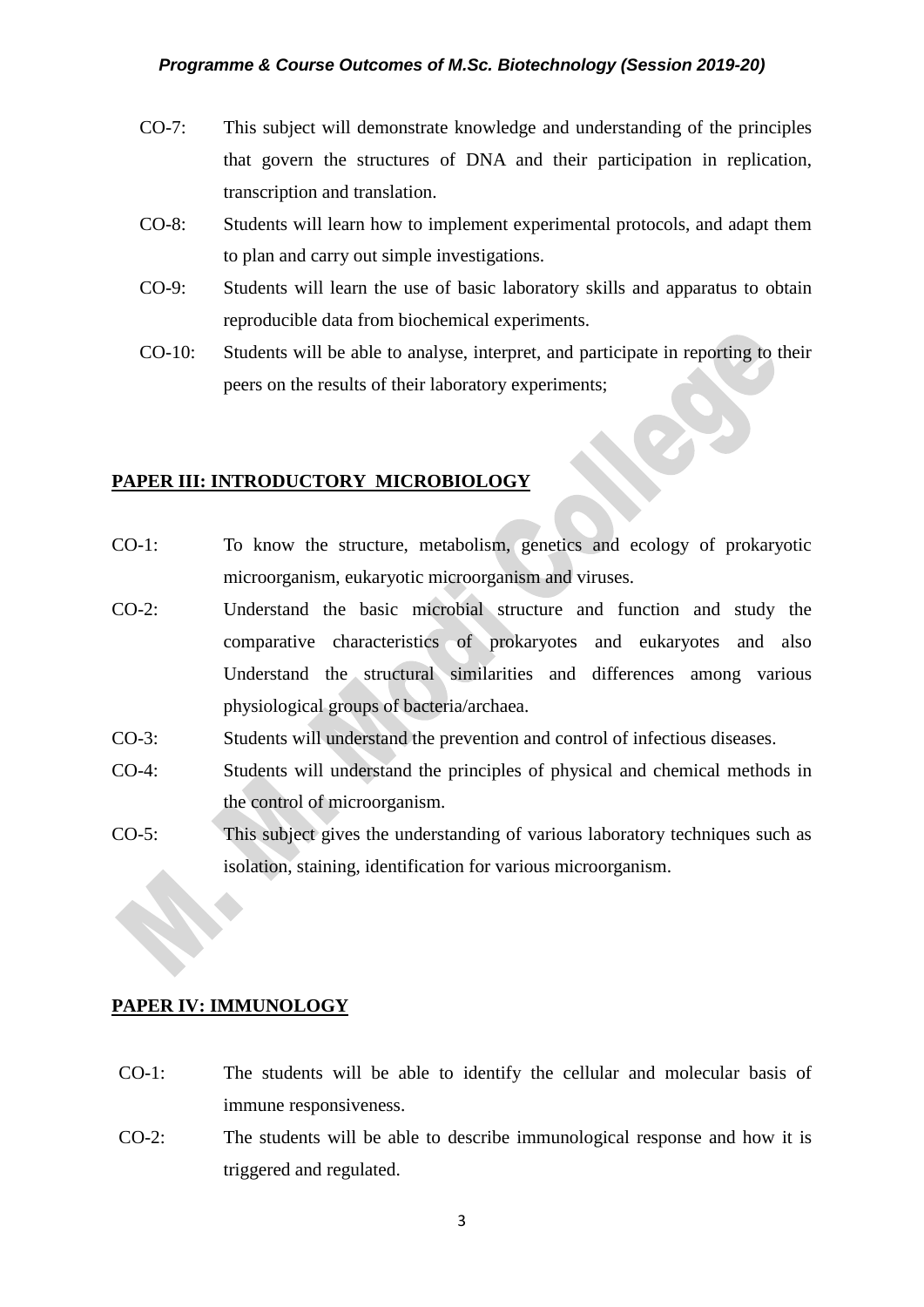- CO-7: This subject will demonstrate knowledge and understanding of the principles that govern the structures of DNA and their participation in replication, transcription and translation.
- CO-8: Students will learn how to implement experimental protocols, and adapt them to plan and carry out simple investigations.
- CO-9: Students will learn the use of basic laboratory skills and apparatus to obtain reproducible data from biochemical experiments.
- CO-10: Students will be able to analyse, interpret, and participate in reporting to their peers on the results of their laboratory experiments;

## PAPER III: INTRODUCTORY MICROBIOLOGY

- CO-1: To know the structure, metabolism, genetics and ecology of prokaryotic microorganism, eukaryotic microorganism and viruses.
- CO-2: Understand the basic microbial structure and function and study the comparative characteristics of prokaryotes and eukaryotes and also Understand the structural similarities and differences among various physiological groups of bacteria/archaea.
- CO-3: Students will understand the prevention and control of infectious diseases.
- CO-4: Students will understand the principles of physical and chemical methods in the control of microorganism.
- CO-5: This subject gives the understanding of various laboratory techniques such as isolation, staining, identification for various microorganism.

## PAPER IV: IMMUNOLOGY

- CO-1: The students will be able to identify the cellular and molecular basis of immune responsiveness.
- CO-2: The students will be able to describe immunological response and how it is triggered and regulated.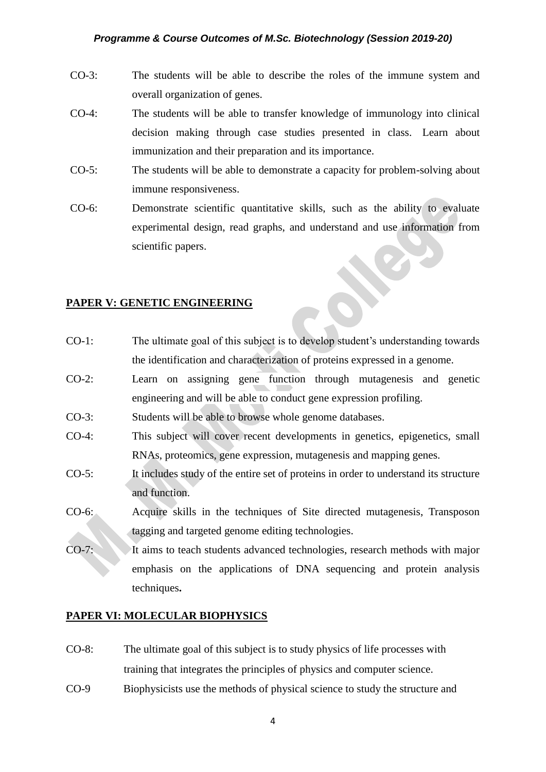CO-3: The students will be able to describe the roles of the immune system and overall organization of genes.

CO-4: The students will be able to transfer knowledge of immunology into clinical decision making through case studies presented in class. Learn about immunization and their preparation and its importance.

CO-5: The students will be able to demonstrate a capacity for problem-solving about immune responsiveness.

CO-6: Demonstrate scientific quantitative skills, such as the ability to evaluate experimental design, read graphs, and understand and use information from scientific papers.

## PAPER V: GENETIC ENGINEERING

CO-1: The ultimate goal of this subject is to develop student's understanding towards the identification and characterization of proteins expressed in a genome.

CO-2: Learn on assigning gene function through mutagenesis and genetic engineering and will be able to conduct gene expression profiling.

CO-3: Students will be able to browse whole genome databases.

CO-4: This subject will cover recent developments in genetics, epigenetics, small RNAs, proteomics, gene expression, mutagenesis and mapping genes.

CO-5: It includes study of the entire set of proteins in order to understand its structure and function.

CO-6: Acquire skills in the techniques of Site directed mutagenesis, Transposon tagging and targeted genome editing technologies.

CO-7: It aims to teach students advanced technologies, research methods with major emphasis on the applications of DNA sequencing and protein analysis techniques**.**

## PAPER VI: MOLECULAR BIOPHYSICS

CO-8: The ultimate goal of this subject is to study physics of life processes with training that integrates the principles of physics and computer science.

CO-9 Biophysicists use the methods of physical science to study the structure and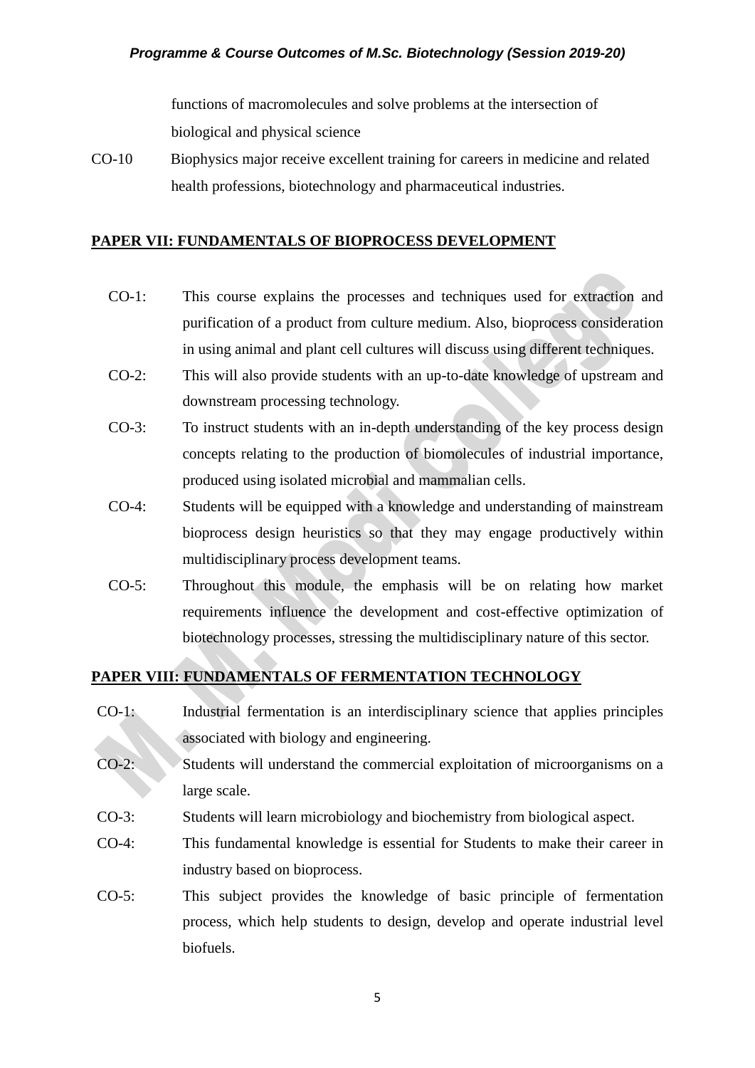functions of macromolecules and solve problems at the intersection of biological and physical science

CO-10 Biophysics major receive excellent training for careers in medicine and related health professions, biotechnology and pharmaceutical industries.

**PAPER VII: FUNDAMENTALS OF BIOPROCESS DEVELOPMENT**

CO-1: This course explains the processes and techniques used for extraction and purification of a product from culture medium. Also, bioprocess consideration in using animal and plant cell cultures will discuss using different techniques.

CO-2: This will also provide students with an up-to-date knowledge of upstream and downstream processing technology.

CO-3: To instruct students with an in-depth understanding of the key process design concepts relating to the production of biomolecules of industrial importance, produced using isolated microbial and mammalian cells.

CO-4: Students will be equipped with a knowledge and understanding of mainstream bioprocess design heuristics so that they may engage productively within multidisciplinary process development teams.

CO-5: Throughout this module, the emphasis will be on relating how market requirements influence the development and cost-effective optimization of biotechnology processes, stressing the multidisciplinary nature of this sector.

**PAPER VIII: FUNDAMENTALS OF FERMENTATION TECHNOLOGY**

CO-1: Industrial fermentation is an interdisciplinary science that applies principles associated with biology and engineering.

CO-2: Students will understand the commercial exploitation of microorganisms on a large scale.

CO-3: Students will learn microbiology and biochemistry from biological aspect.

CO-4: This fundamental knowledge is essential for Students to make their career in industry based on bioprocess.

CO-5: This subject provides the knowledge of basic principle of fermentation process, which help students to design, develop and operate industrial level biofuels.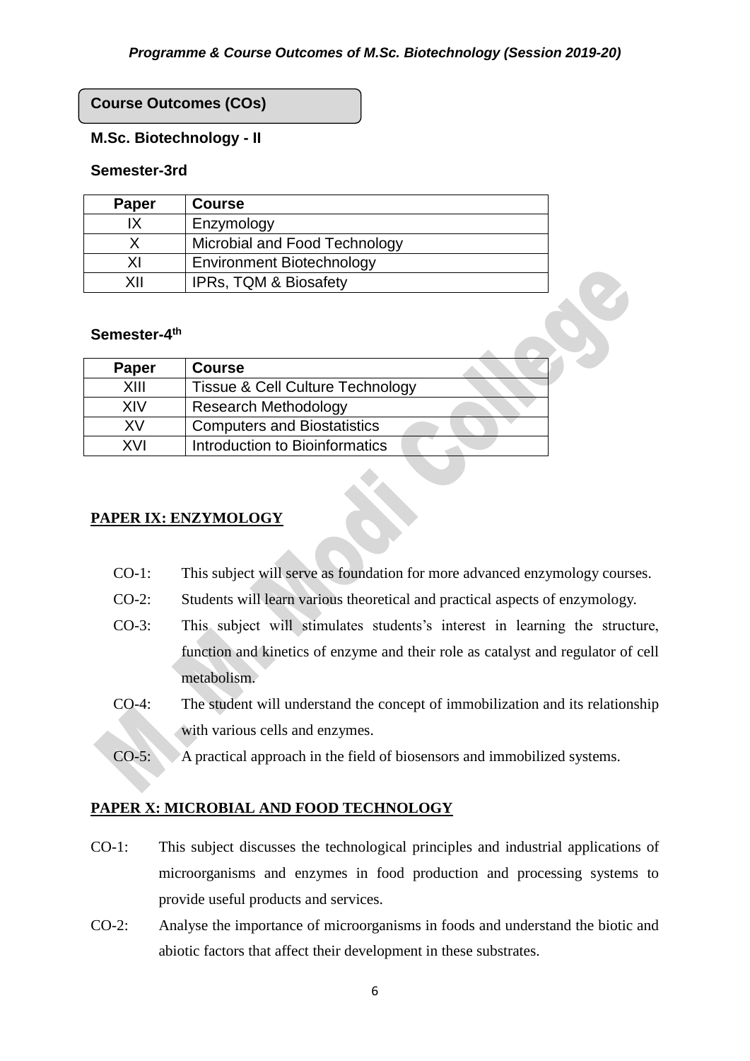## Course Outcomes (COs)

### M.Sc. Biotechnology - II

#### Semester-3rd

| Paper | Course |
|---|---|
| IX | Enzymology |
| X | Microbial and Food Technology |
| XI | Environment Biotechnology |
| XII | IPRs, TQM & Biosafety |

#### Semester-4th

| Paper | Course |
|---|---|
| XIII | Tissue & Cell Culture Technology |
| XIV | Research Methodology |
| XV | Computers and Biostatistics |
| XVI | Introduction to Bioinformatics |

### PAPER IX: ENZYMOLOGY

- CO-1: This subject will serve as foundation for more advanced enzymology courses.
- CO-2: Students will learn various theoretical and practical aspects of enzymology.
- CO-3: This subject will stimulates students's interest in learning the structure, function and kinetics of enzyme and their role as catalyst and regulator of cell metabolism.
- CO-4: The student will understand the concept of immobilization and its relationship with various cells and enzymes.
- CO-5: A practical approach in the field of biosensors and immobilized systems.

### PAPER X: MICROBIAL AND FOOD TECHNOLOGY

- CO-1: This subject discusses the technological principles and industrial applications of microorganisms and enzymes in food production and processing systems to provide useful products and services.
- CO-2: Analyse the importance of microorganisms in foods and understand the biotic and abiotic factors that affect their development in these substrates.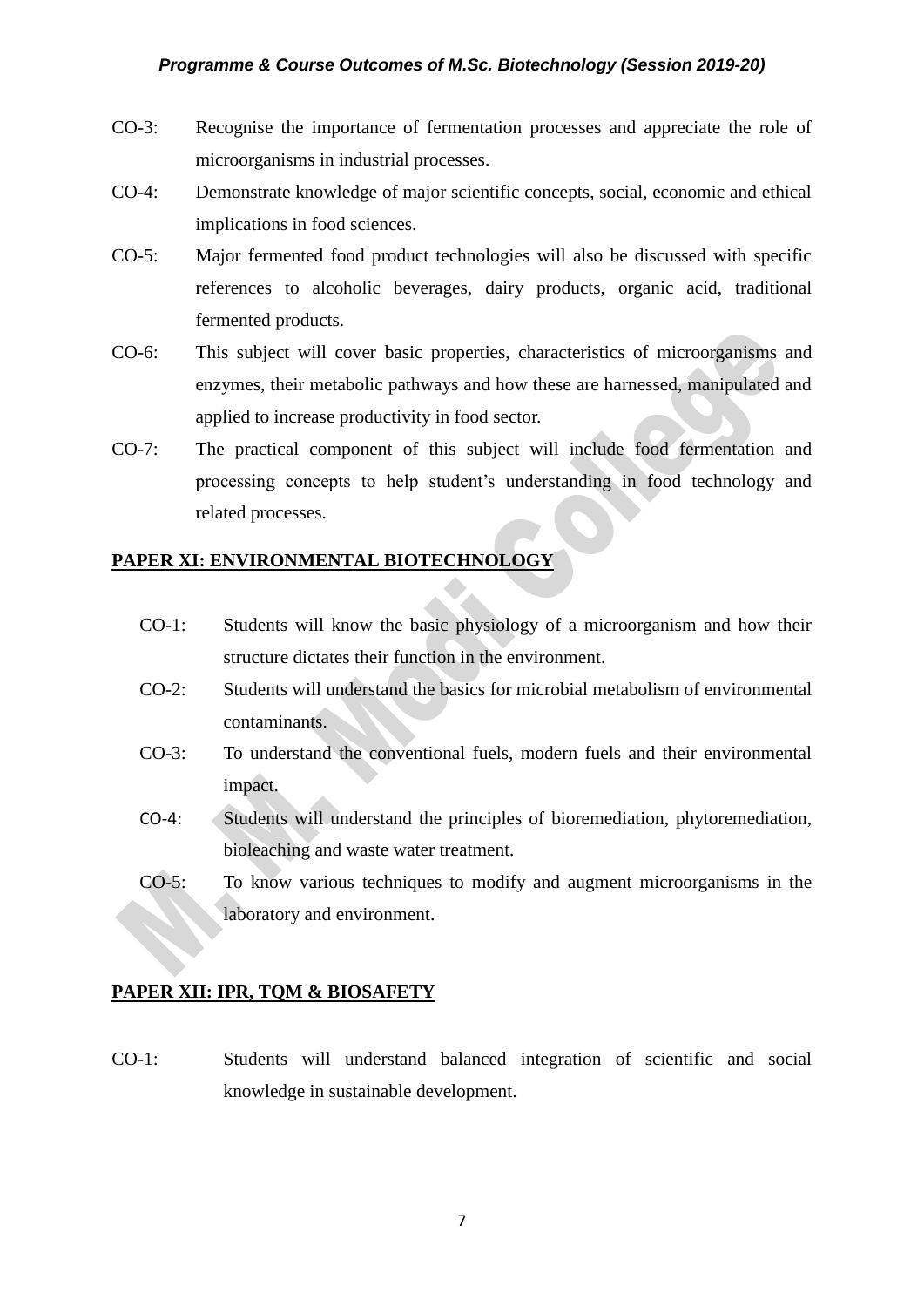CO-3: Recognise the importance of fermentation processes and appreciate the role of microorganisms in industrial processes.

CO-4: Demonstrate knowledge of major scientific concepts, social, economic and ethical implications in food sciences.

CO-5: Major fermented food product technologies will also be discussed with specific references to alcoholic beverages, dairy products, organic acid, traditional fermented products.

CO-6: This subject will cover basic properties, characteristics of microorganisms and enzymes, their metabolic pathways and how these are harnessed, manipulated and applied to increase productivity in food sector.

CO-7: The practical component of this subject will include food fermentation and processing concepts to help student's understanding in food technology and related processes.

**PAPER XI: ENVIRONMENTAL BIOTECHNOLOGY**

CO-1: Students will know the basic physiology of a microorganism and how their structure dictates their function in the environment.

CO-2: Students will understand the basics for microbial metabolism of environmental contaminants.

CO-3: To understand the conventional fuels, modern fuels and their environmental impact.

CO-4: Students will understand the principles of bioremediation, phytoremediation, bioleaching and waste water treatment.

CO-5: To know various techniques to modify and augment microorganisms in the laboratory and environment.

**PAPER XII: IPR, TQM & BIOSAFETY**

CO-1: Students will understand balanced integration of scientific and social knowledge in sustainable development.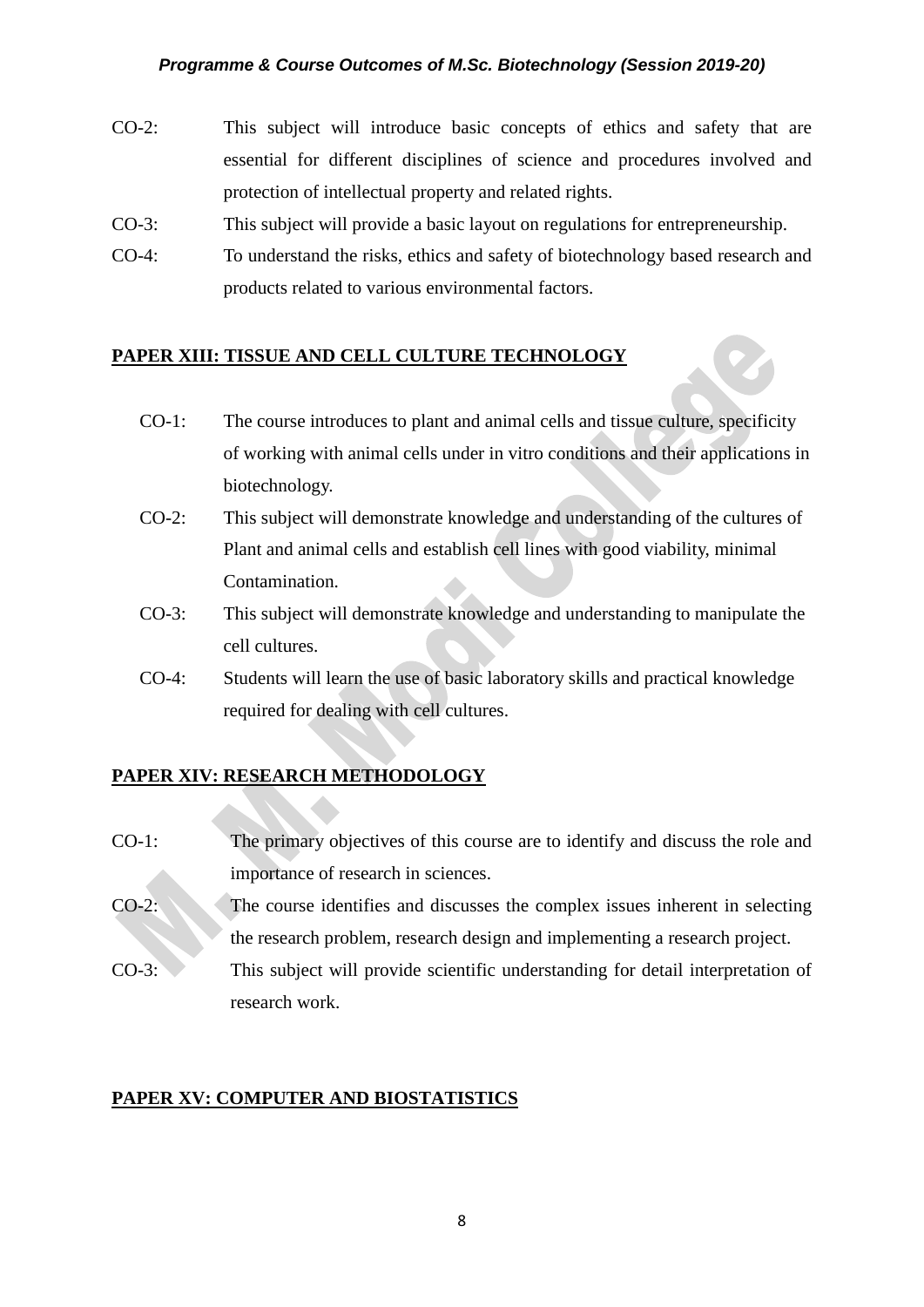CO-2: This subject will introduce basic concepts of ethics and safety that are essential for different disciplines of science and procedures involved and protection of intellectual property and related rights.

CO-3: This subject will provide a basic layout on regulations for entrepreneurship.

CO-4: To understand the risks, ethics and safety of biotechnology based research and products related to various environmental factors.

## PAPER XIII: TISSUE AND CELL CULTURE TECHNOLOGY

CO-1: The course introduces to plant and animal cells and tissue culture, specificity of working with animal cells under in vitro conditions and their applications in biotechnology.

CO-2: This subject will demonstrate knowledge and understanding of the cultures of Plant and animal cells and establish cell lines with good viability, minimal Contamination.

CO-3: This subject will demonstrate knowledge and understanding to manipulate the cell cultures.

CO-4: Students will learn the use of basic laboratory skills and practical knowledge required for dealing with cell cultures.

## PAPER XIV: RESEARCH METHODOLOGY

CO-1: The primary objectives of this course are to identify and discuss the role and importance of research in sciences.

CO-2: The course identifies and discusses the complex issues inherent in selecting the research problem, research design and implementing a research project.

CO-3: This subject will provide scientific understanding for detail interpretation of research work.

## PAPER XV: COMPUTER AND BIOSTATISTICS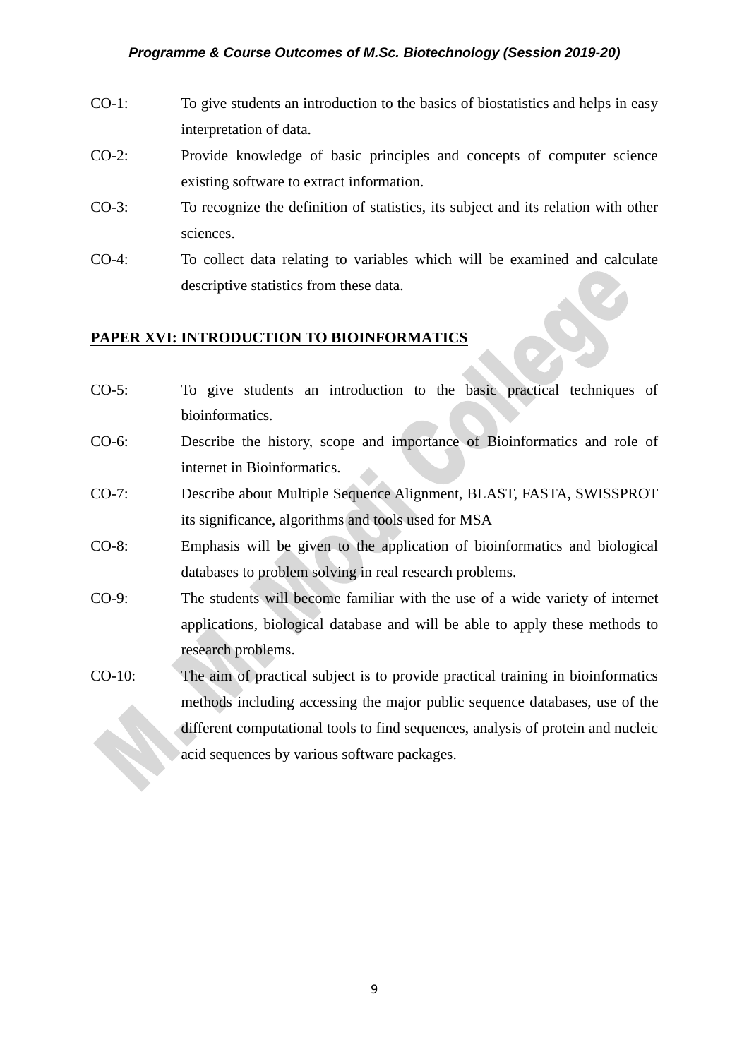CO-1: To give students an introduction to the basics of biostatistics and helps in easy interpretation of data.

CO-2: Provide knowledge of basic principles and concepts of computer science existing software to extract information.

CO-3: To recognize the definition of statistics, its subject and its relation with other sciences.

CO-4: To collect data relating to variables which will be examined and calculate descriptive statistics from these data.

## PAPER XVI: INTRODUCTION TO BIOINFORMATICS

CO-5: To give students an introduction to the basic practical techniques of bioinformatics.

CO-6: Describe the history, scope and importance of Bioinformatics and role of internet in Bioinformatics.

CO-7: Describe about Multiple Sequence Alignment, BLAST, FASTA, SWISSPROT its significance, algorithms and tools used for MSA

CO-8: Emphasis will be given to the application of bioinformatics and biological databases to problem solving in real research problems.

CO-9: The students will become familiar with the use of a wide variety of internet applications, biological database and will be able to apply these methods to research problems.

CO-10: The aim of practical subject is to provide practical training in bioinformatics methods including accessing the major public sequence databases, use of the different computational tools to find sequences, analysis of protein and nucleic acid sequences by various software packages.